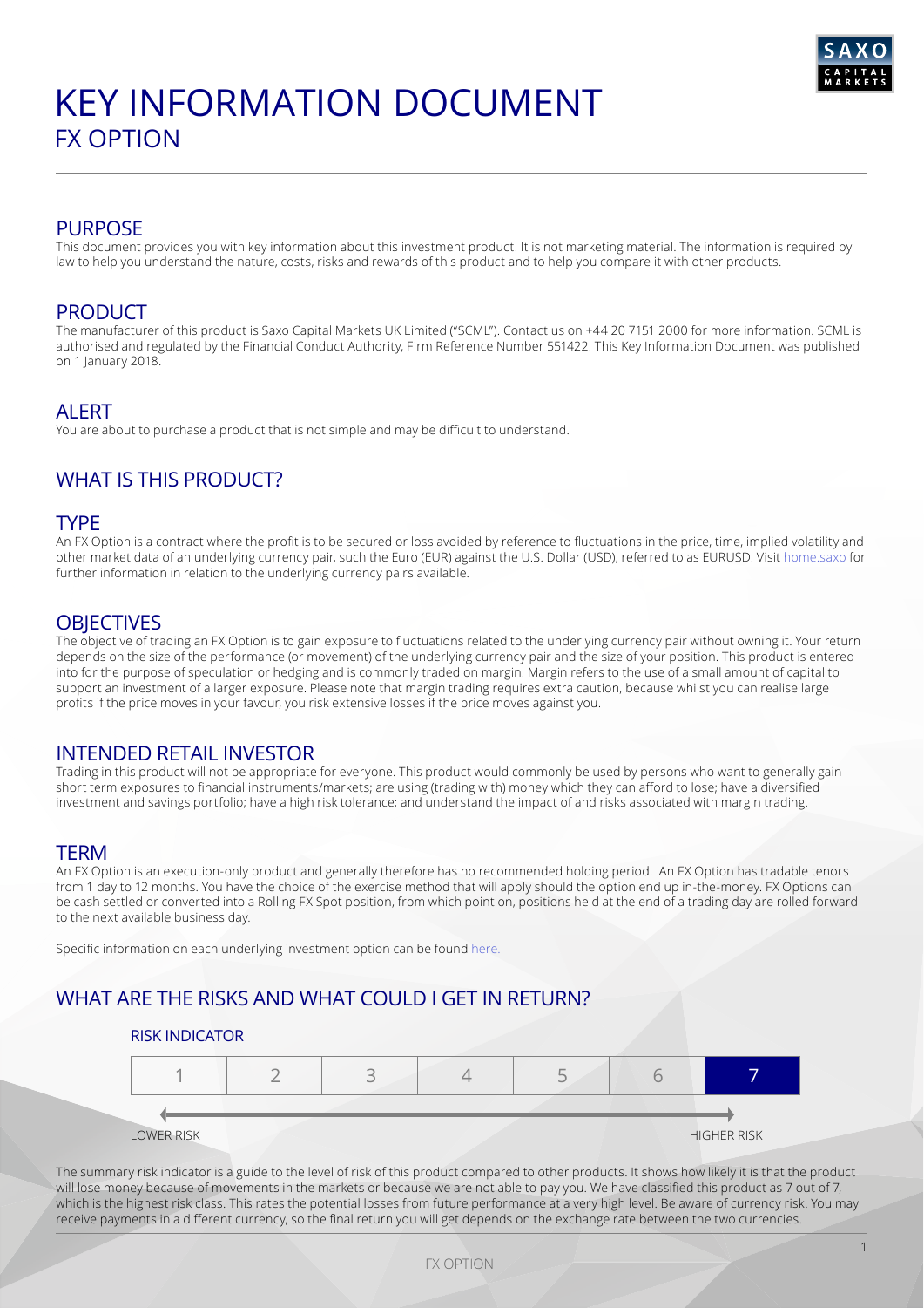# KEY INFORMATION DOCUMENT

## FX OPTION

## PURPOSE

This document provides you with key information about this investment product. It is not marketing material. The information is required by law to help you understand the nature, costs, risks and rewards of this product and to help you compare it with other products.

## PRODUCT

The manufacturer of this product is Saxo Capital Markets UK Limited ("SCML"). Contact us on +44 20 7151 2000 for more information. SCML is authorised and regulated by the Financial Conduct Authority, Firm Reference Number 551422. This Key Information Document was published on 1 January 2018.

## ALERT

You are about to purchase a product that is not simple and may be difficult to understand.

## WHAT IS THIS PRODUCT?

### TYPE

An FX Option is a contract where the profit is to be secured or loss avoided by reference to fluctuations in the price, time, implied volatility and other market data of an underlying currency pair, such the Euro (EUR) against the U.S. Dollar (USD), referred to as EURUSD. Visit home.saxo for further information in relation to the underlying currency pairs available.

### OBJECTIVES

The objective of trading an FX Option is to gain exposure to fluctuations related to the underlying currency pair without owning it. Your return depends on the size of the performance (or movement) of the underlying currency pair and the size of your position. This product is entered into for the purpose of speculation or hedging and is commonly traded on margin. Margin refers to the use of a small amount of capital to support an investment of a larger exposure. Please note that margin trading requires extra caution, because whilst you can realise large profits if the price moves in your favour, you risk extensive losses if the price moves against you.

### INTENDED RETAIL INVESTOR

Trading in this product will not be appropriate for everyone. This product would commonly be used by persons who want to generally gain short term exposures to financial instruments/markets; are using (trading with) money which they can afford to lose; have a diversified investment and savings portfolio; have a high risk tolerance; and understand the impact of and risks associated with margin trading.

### TERM

An FX Option is an execution-only product and generally therefore has no recommended holding period. An FX Option has tradable tenors from 1 day to 12 months. You have the choice of the exercise method that will apply should the option end up in-the-money. FX Options can be cash settled or converted into a Rolling FX Spot position, from which point on, positions held at the end of a trading day are rolled forward to the next available business day.

Specific information on each underlying investment option can be found here.

## WHAT ARE THE RISKS AND WHAT COULD I GET IN RETURN?

### RISK INDICATOR

| 1 | 2 | 3 | 4 | 5 | 6 | **7** |
|---|---|---|---|---|---|---|

LOWER RISK ← → HIGHER RISK

The summary risk indicator is a guide to the level of risk of this product compared to other products. It shows how likely it is that the product will lose money because of movements in the markets or because we are not able to pay you. We have classified this product as 7 out of 7, which is the highest risk class. This rates the potential losses from future performance at a very high level. Be aware of currency risk. You may receive payments in a different currency, so the final return you will get depends on the exchange rate between the two currencies.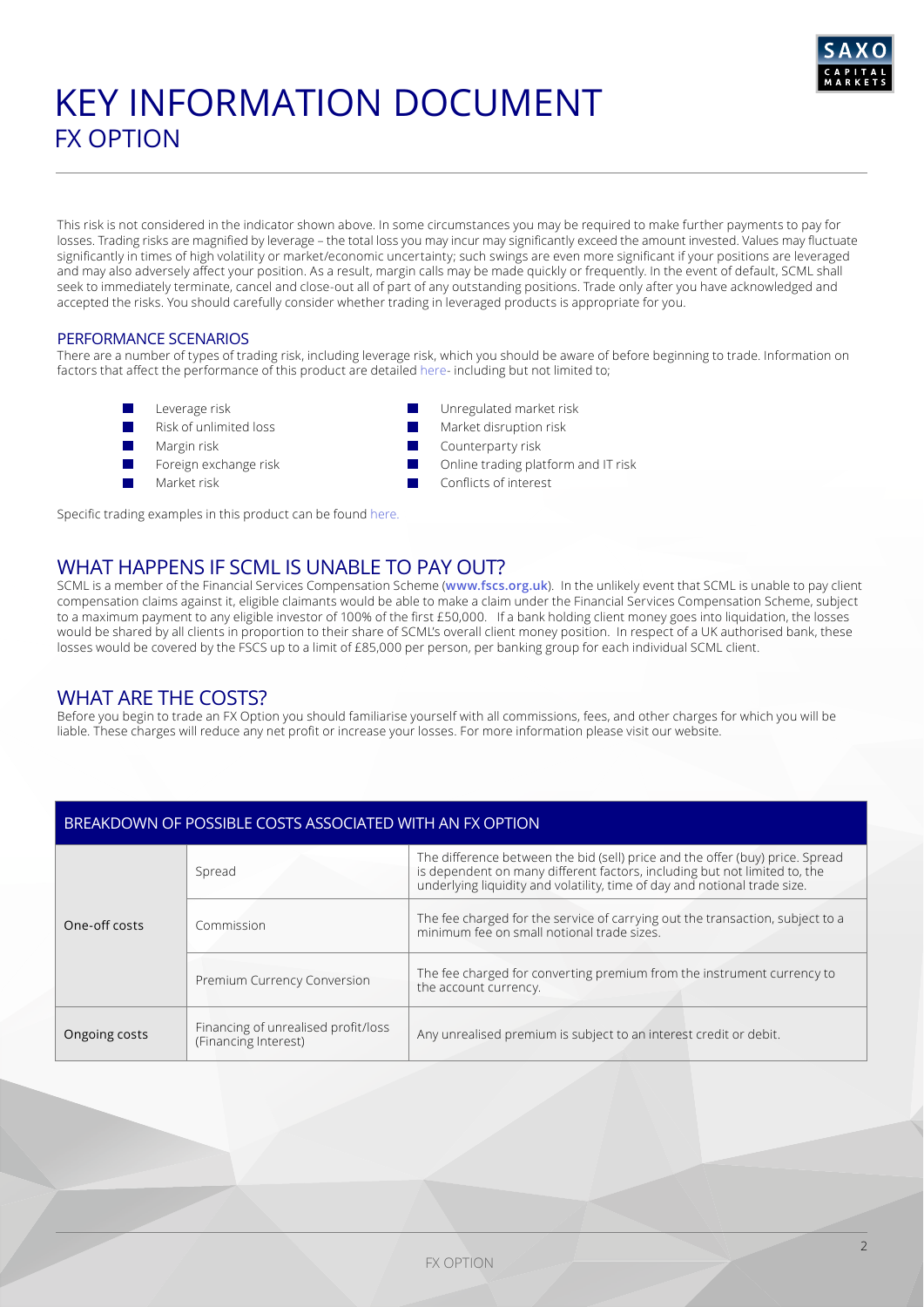# KEY INFORMATION DOCUMENT

## FX OPTION

This risk is not considered in the indicator shown above. In some circumstances you may be required to make further payments to pay for losses. Trading risks are magnified by leverage – the total loss you may incur may significantly exceed the amount invested. Values may fluctuate significantly in times of high volatility or market/economic uncertainty; such swings are even more significant if your positions are leveraged and may also adversely affect your position. As a result, margin calls may be made quickly or frequently. In the event of default, SCML shall seek to immediately terminate, cancel and close-out all of part of any outstanding positions. Trade only after you have acknowledged and accepted the risks. You should carefully consider whether trading in leveraged products is appropriate for you.

### PERFORMANCE SCENARIOS

There are a number of types of trading risk, including leverage risk, which you should be aware of before beginning to trade. Information on factors that affect the performance of this product are detailed here- including but not limited to;

- Leverage risk
- Risk of unlimited loss
- Margin risk
- Foreign exchange risk
- Market risk
- Unregulated market risk
- Market disruption risk
- Counterparty risk
- Online trading platform and IT risk
- Conflicts of interest

Specific trading examples in this product can be found here.

## WHAT HAPPENS IF SCML IS UNABLE TO PAY OUT?

SCML is a member of the Financial Services Compensation Scheme (**www.fscs.org.uk**). In the unlikely event that SCML is unable to pay client compensation claims against it, eligible claimants would be able to make a claim under the Financial Services Compensation Scheme, subject to a maximum payment to any eligible investor of 100% of the first £50,000. If a bank holding client money goes into liquidation, the losses would be shared by all clients in proportion to their share of SCML's overall client money position. In respect of a UK authorised bank, these losses would be covered by the FSCS up to a limit of £85,000 per person, per banking group for each individual SCML client.

## WHAT ARE THE COSTS?

Before you begin to trade an FX Option you should familiarise yourself with all commissions, fees, and other charges for which you will be liable. These charges will reduce any net profit or increase your losses. For more information please visit our website.

| BREAKDOWN OF POSSIBLE COSTS ASSOCIATED WITH AN FX OPTION | | |
|---|---|---|
| One-off costs | Spread | The difference between the bid (sell) price and the offer (buy) price. Spread is dependent on many different factors, including but not limited to, the underlying liquidity and volatility, time of day and notional trade size. |
| | Commission | The fee charged for the service of carrying out the transaction, subject to a minimum fee on small notional trade sizes. |
| | Premium Currency Conversion | The fee charged for converting premium from the instrument currency to the account currency. |
| Ongoing costs | Financing of unrealised profit/loss (Financing Interest) | Any unrealised premium is subject to an interest credit or debit. |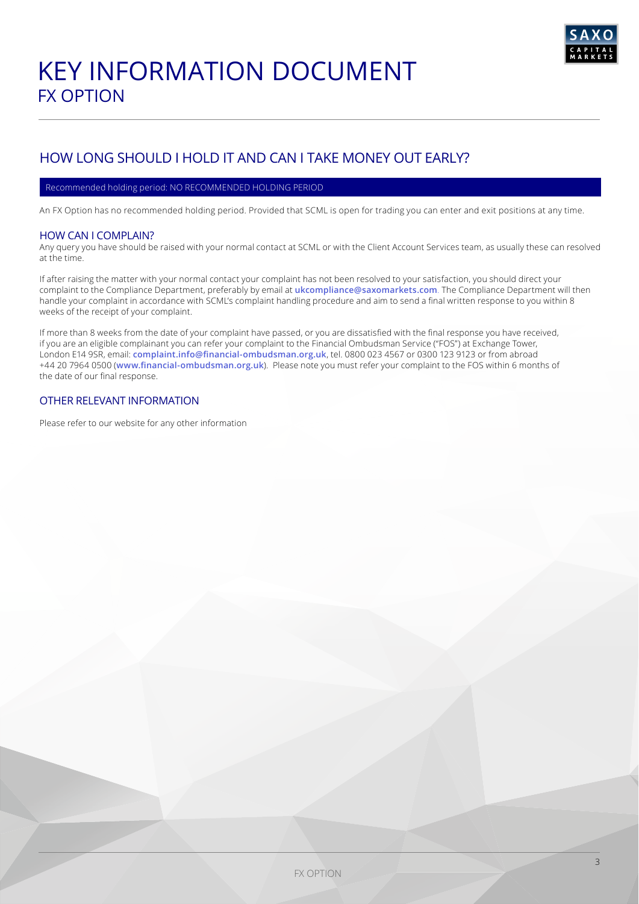# KEY INFORMATION DOCUMENT
## FX OPTION

## HOW LONG SHOULD I HOLD IT AND CAN I TAKE MONEY OUT EARLY?

Recommended holding period: NO RECOMMENDED HOLDING PERIOD

An FX Option has no recommended holding period. Provided that SCML is open for trading you can enter and exit positions at any time.

### HOW CAN I COMPLAIN?

Any query you have should be raised with your normal contact at SCML or with the Client Account Services team, as usually these can resolved at the time.

If after raising the matter with your normal contact your complaint has not been resolved to your satisfaction, you should direct your complaint to the Compliance Department, preferably by email at **ukcompliance@saxomarkets.com**. The Compliance Department will then handle your complaint in accordance with SCML's complaint handling procedure and aim to send a final written response to you within 8 weeks of the receipt of your complaint.

If more than 8 weeks from the date of your complaint have passed, or you are dissatisfied with the final response you have received, if you are an eligible complainant you can refer your complaint to the Financial Ombudsman Service ("FOS") at Exchange Tower, London E14 9SR, email: **complaint.info@financial-ombudsman.org.uk**, tel. 0800 023 4567 or 0300 123 9123 or from abroad +44 20 7964 0500 (**www.financial-ombudsman.org.uk**). Please note you must refer your complaint to the FOS within 6 months of the date of our final response.

## OTHER RELEVANT INFORMATION

Please refer to our website for any other information